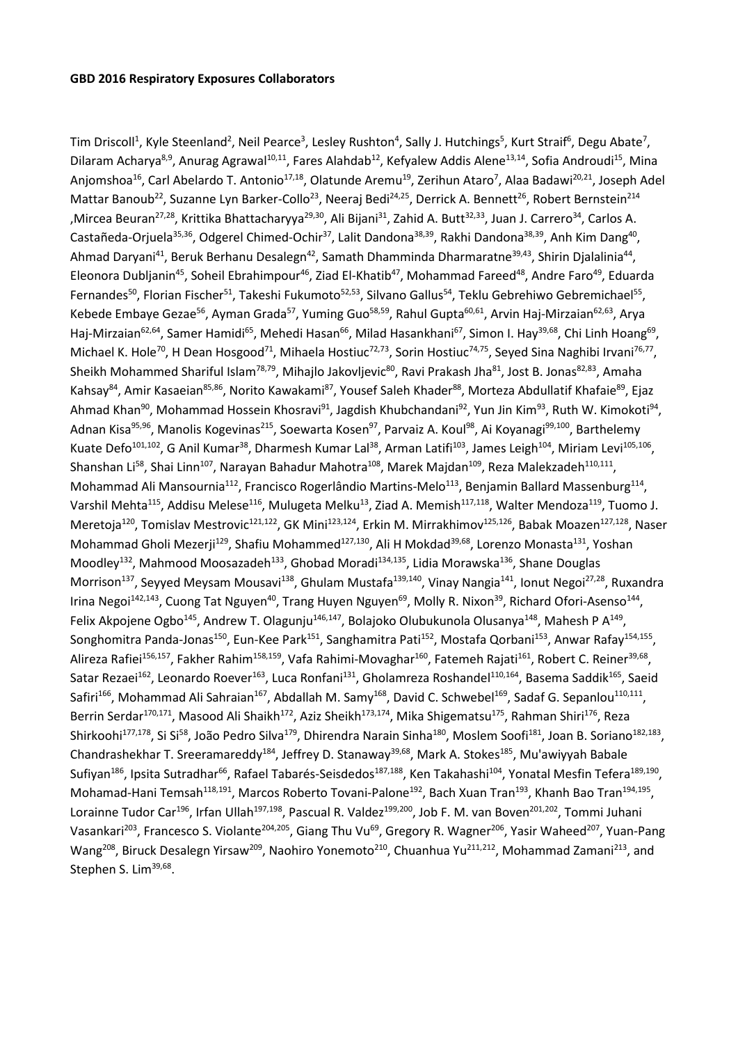**GBD 2016 Respiratory Exposures Collaborators**

Tim Driscoll[1], Kyle Steenland[2], Neil Pearce[3], Lesley Rushton[4], Sally J. Hutchings[5], Kurt Straif[6], Degu Abate[7], Dilaram Acharya[8,9], Anurag Agrawal[10,11], Fares Alahdab[12], Kefyalew Addis Alene[13,14], Sofia Androudi[15], Mina Anjomshoa[16], Carl Abelardo T. Antonio[17,18], Olatunde Aremu[19], Zerihun Ataro[7], Alaa Badawi[20,21], Joseph Adel Mattar Banoub[22], Suzanne Lyn Barker-Collo[23], Neeraj Bedi[24,25], Derrick A. Bennett[26], Robert Bernstein[214], Mircea Beuran[27,28], Krittika Bhattacharyya[29,30], Ali Bijani[31], Zahid A. Butt[32,33], Juan J. Carrero[34], Carlos A. Castañeda-Orjuela[35,36], Odgerel Chimed-Ochir[37], Lalit Dandona[38,39], Rakhi Dandona[38,39], Anh Kim Dang[40], Ahmad Daryani[41], Beruk Berhanu Desalegn[42], Samath Dhamminda Dharmaratne[39,43], Shirin Djalalinia[44], Eleonora Dubljanin[45], Soheil Ebrahimpour[46], Ziad El-Khatib[47], Mohammad Fareed[48], Andre Faro[49], Eduarda Fernandes[50], Florian Fischer[51], Takeshi Fukumoto[52,53], Silvano Gallus[54], Teklu Gebrehiwo Gebremichael[55], Kebede Embaye Gezae[56], Ayman Grada[57], Yuming Guo[58,59], Rahul Gupta[60,61], Arvin Haj-Mirzaian[62,63], Arya Haj-Mirzaian[62,64], Samer Hamidi[65], Mehedi Hasan[66], Milad Hasankhani[67], Simon I. Hay[39,68], Chi Linh Hoang[69], Michael K. Hole[70], H Dean Hosgood[71], Mihaela Hostiuc[72,73], Sorin Hostiuc[74,75], Seyed Sina Naghibi Irvani[76,77], Sheikh Mohammed Shariful Islam[78,79], Mihajlo Jakovljevic[80], Ravi Prakash Jha[81], Jost B. Jonas[82,83], Amaha Kahsay[84], Amir Kasaeian[85,86], Norito Kawakami[87], Yousef Saleh Khader[88], Morteza Abdullatif Khafaie[89], Ejaz Ahmad Khan[90], Mohammad Hossein Khosravi[91], Jagdish Khubchandani[92], Yun Jin Kim[93], Ruth W. Kimokoti[94], Adnan Kisa[95,96], Manolis Kogevinas[215], Soewarta Kosen[97], Parvaiz A. Koul[98], Ai Koyanagi[99,100], Barthelemy Kuate Defo[101,102], G Anil Kumar[38], Dharmesh Kumar Lal[38], Arman Latifi[103], James Leigh[104], Miriam Levi[105,106], Shanshan Li[58], Shai Linn[107], Narayan Bahadur Mahotra[108], Marek Majdan[109], Reza Malekzadeh[110,111], Mohammad Ali Mansournia[112], Francisco Rogerlândio Martins-Melo[113], Benjamin Ballard Massenburg[114], Varshil Mehta[115], Addisu Melese[116], Mulugeta Melku[13], Ziad A. Memish[117,118], Walter Mendoza[119], Tuomo J. Meretoja[120], Tomislav Mestrovic[121,122], GK Mini[123,124], Erkin M. Mirrakhimov[125,126], Babak Moazen[127,128], Naser Mohammad Gholi Mezerji[129], Shafiu Mohammed[127,130], Ali H Mokdad[39,68], Lorenzo Monasta[131], Yoshan Moodley[132], Mahmood Moosazadeh[133], Ghobad Moradi[134,135], Lidia Morawska[136], Shane Douglas Morrison[137], Seyyed Meysam Mousavi[138], Ghulam Mustafa[139,140], Vinay Nangia[141], Ionut Negoi[27,28], Ruxandra Irina Negoi[142,143], Cuong Tat Nguyen[40], Trang Huyen Nguyen[69], Molly R. Nixon[39], Richard Ofori-Asenso[144], Felix Akpojene Ogbo[145], Andrew T. Olagunju[146,147], Bolajoko Olubukunola Olusanya[148], Mahesh P A[149], Songhomitra Panda-Jonas[150], Eun-Kee Park[151], Sanghamitra Pati[152], Mostafa Qorbani[153], Anwar Rafay[154,155], Alireza Rafiei[156,157], Fakher Rahim[158,159], Vafa Rahimi-Movaghar[160], Fatemeh Rajati[161], Robert C. Reiner[39,68], Satar Rezaei[162], Leonardo Roever[163], Luca Ronfani[131], Gholamreza Roshandel[110,164], Basema Saddik[165], Saeid Safiri[166], Mohammad Ali Sahraian[167], Abdallah M. Samy[168], David C. Schwebel[169], Sadaf G. Sepanlou[110,111], Berrin Serdar[170,171], Masood Ali Shaikh[172], Aziz Sheikh[173,174], Mika Shigematsu[175], Rahman Shiri[176], Reza Shirkoohi[177,178], Si Si[58], João Pedro Silva[179], Dhirendra Narain Sinha[180], Moslem Soofi[181], Joan B. Soriano[182,183], Chandrashekhar T. Sreeramareddy[184], Jeffrey D. Stanaway[39,68], Mark A. Stokes[185], Mu'awiyyah Babale Sufiyan[186], Ipsita Sutradhar[66], Rafael Tabarés-Seisdedos[187,188], Ken Takahashi[104], Yonatal Mesfin Tefera[189,190], Mohamad-Hani Temsah[118,191], Marcos Roberto Tovani-Palone[192], Bach Xuan Tran[193], Khanh Bao Tran[194,195], Lorainne Tudor Car[196], Irfan Ullah[197,198], Pascual R. Valdez[199,200], Job F. M. van Boven[201,202], Tommi Juhani Vasankari[203], Francesco S. Violante[204,205], Giang Thu Vu[69], Gregory R. Wagner[206], Yasir Waheed[207], Yuan-Pang Wang[208], Biruck Desalegn Yirsaw[209], Naohiro Yonemoto[210], Chuanhua Yu[211,212], Mohammad Zamani[213], and Stephen S. Lim[39,68].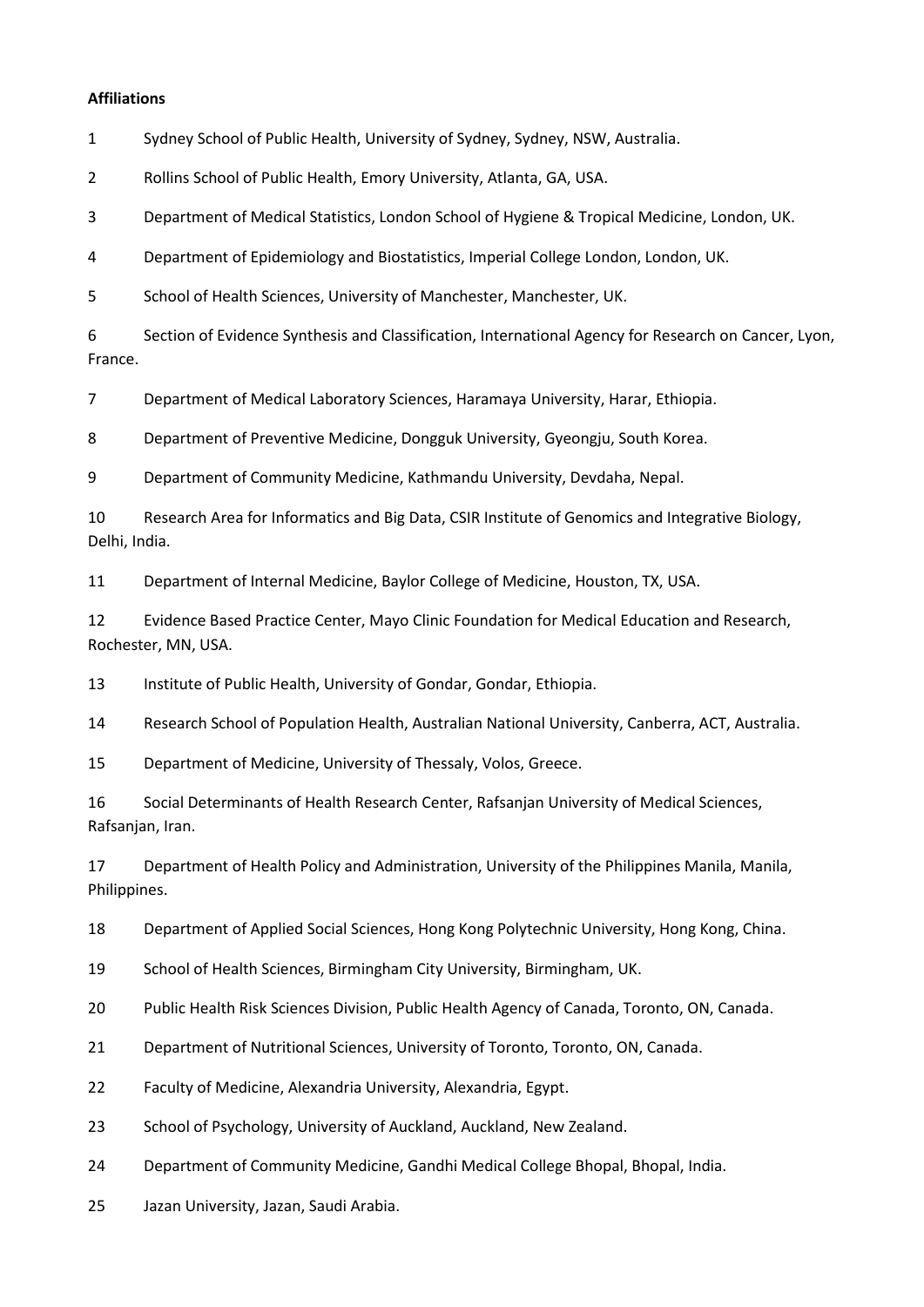**Affiliations**

1 Sydney School of Public Health, University of Sydney, Sydney, NSW, Australia.

2 Rollins School of Public Health, Emory University, Atlanta, GA, USA.

3 Department of Medical Statistics, London School of Hygiene & Tropical Medicine, London, UK.

4 Department of Epidemiology and Biostatistics, Imperial College London, London, UK.

5 School of Health Sciences, University of Manchester, Manchester, UK.

6 Section of Evidence Synthesis and Classification, International Agency for Research on Cancer, Lyon, France.

7 Department of Medical Laboratory Sciences, Haramaya University, Harar, Ethiopia.

8 Department of Preventive Medicine, Dongguk University, Gyeongju, South Korea.

9 Department of Community Medicine, Kathmandu University, Devdaha, Nepal.

10 Research Area for Informatics and Big Data, CSIR Institute of Genomics and Integrative Biology, Delhi, India.

11 Department of Internal Medicine, Baylor College of Medicine, Houston, TX, USA.

12 Evidence Based Practice Center, Mayo Clinic Foundation for Medical Education and Research, Rochester, MN, USA.

13 Institute of Public Health, University of Gondar, Gondar, Ethiopia.

14 Research School of Population Health, Australian National University, Canberra, ACT, Australia.

15 Department of Medicine, University of Thessaly, Volos, Greece.

16 Social Determinants of Health Research Center, Rafsanjan University of Medical Sciences, Rafsanjan, Iran.

17 Department of Health Policy and Administration, University of the Philippines Manila, Manila, Philippines.

18 Department of Applied Social Sciences, Hong Kong Polytechnic University, Hong Kong, China.

19 School of Health Sciences, Birmingham City University, Birmingham, UK.

20 Public Health Risk Sciences Division, Public Health Agency of Canada, Toronto, ON, Canada.

21 Department of Nutritional Sciences, University of Toronto, Toronto, ON, Canada.

22 Faculty of Medicine, Alexandria University, Alexandria, Egypt.

23 School of Psychology, University of Auckland, Auckland, New Zealand.

24 Department of Community Medicine, Gandhi Medical College Bhopal, Bhopal, India.

25 Jazan University, Jazan, Saudi Arabia.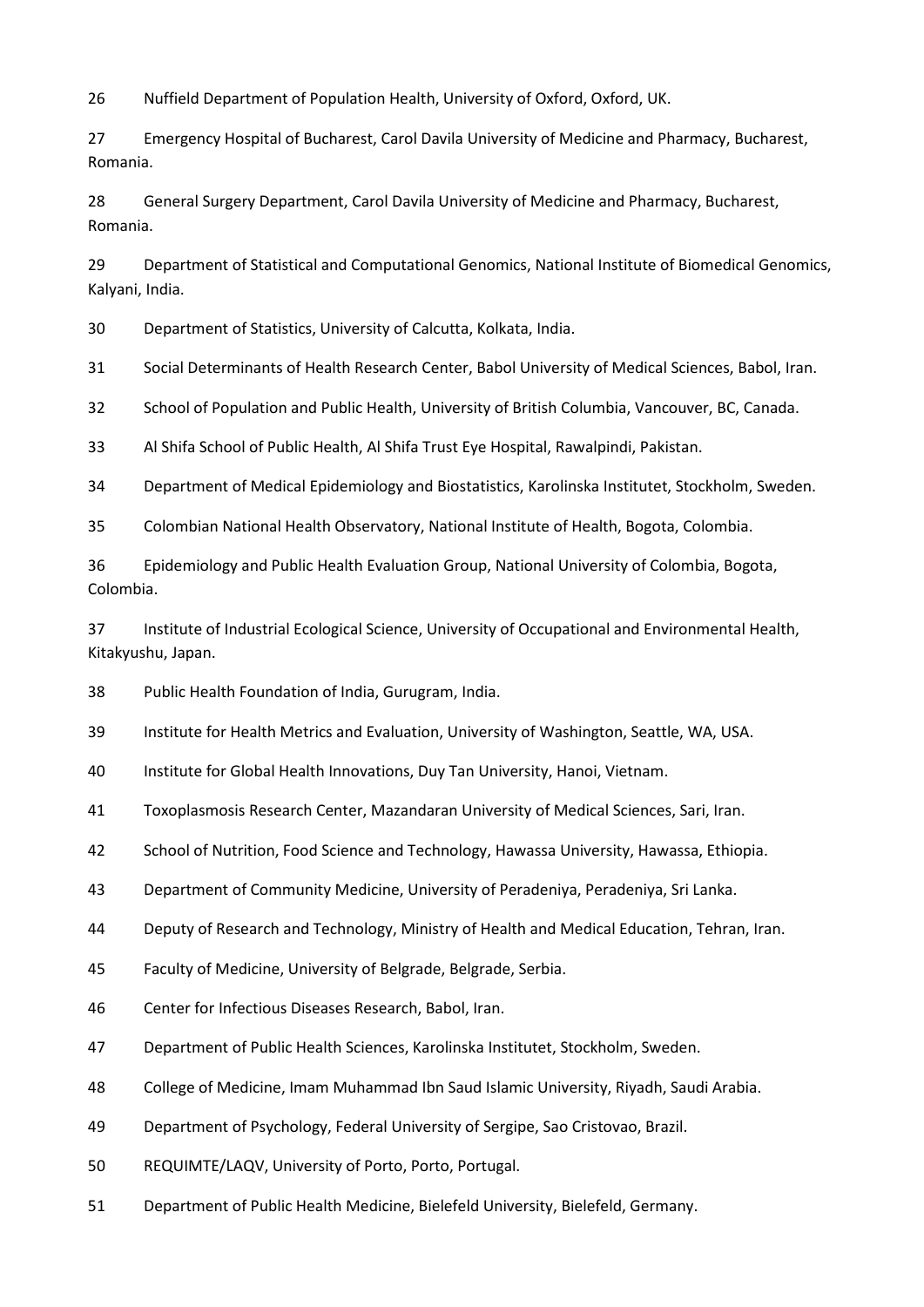26 Nuffield Department of Population Health, University of Oxford, Oxford, UK.

27 Emergency Hospital of Bucharest, Carol Davila University of Medicine and Pharmacy, Bucharest, Romania.

28 General Surgery Department, Carol Davila University of Medicine and Pharmacy, Bucharest, Romania.

29 Department of Statistical and Computational Genomics, National Institute of Biomedical Genomics, Kalyani, India.

30 Department of Statistics, University of Calcutta, Kolkata, India.

31 Social Determinants of Health Research Center, Babol University of Medical Sciences, Babol, Iran.

32 School of Population and Public Health, University of British Columbia, Vancouver, BC, Canada.

33 Al Shifa School of Public Health, Al Shifa Trust Eye Hospital, Rawalpindi, Pakistan.

34 Department of Medical Epidemiology and Biostatistics, Karolinska Institutet, Stockholm, Sweden.

35 Colombian National Health Observatory, National Institute of Health, Bogota, Colombia.

36 Epidemiology and Public Health Evaluation Group, National University of Colombia, Bogota, Colombia.

37 Institute of Industrial Ecological Science, University of Occupational and Environmental Health, Kitakyushu, Japan.

38 Public Health Foundation of India, Gurugram, India.

39 Institute for Health Metrics and Evaluation, University of Washington, Seattle, WA, USA.

40 Institute for Global Health Innovations, Duy Tan University, Hanoi, Vietnam.

41 Toxoplasmosis Research Center, Mazandaran University of Medical Sciences, Sari, Iran.

42 School of Nutrition, Food Science and Technology, Hawassa University, Hawassa, Ethiopia.

43 Department of Community Medicine, University of Peradeniya, Peradeniya, Sri Lanka.

44 Deputy of Research and Technology, Ministry of Health and Medical Education, Tehran, Iran.

45 Faculty of Medicine, University of Belgrade, Belgrade, Serbia.

46 Center for Infectious Diseases Research, Babol, Iran.

47 Department of Public Health Sciences, Karolinska Institutet, Stockholm, Sweden.

48 College of Medicine, Imam Muhammad Ibn Saud Islamic University, Riyadh, Saudi Arabia.

49 Department of Psychology, Federal University of Sergipe, Sao Cristovao, Brazil.

50 REQUIMTE/LAQV, University of Porto, Porto, Portugal.

51 Department of Public Health Medicine, Bielefeld University, Bielefeld, Germany.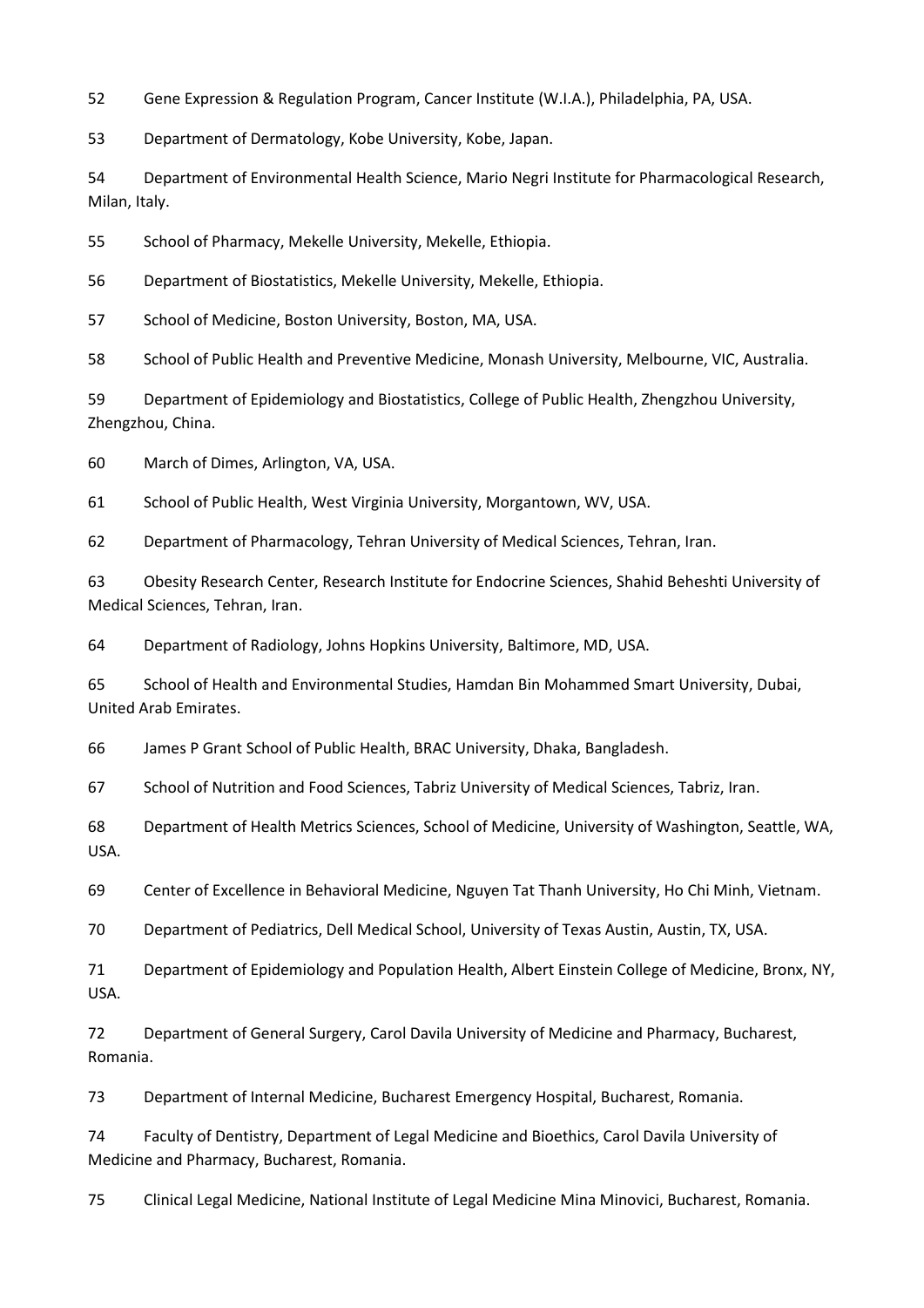52 Gene Expression & Regulation Program, Cancer Institute (W.I.A.), Philadelphia, PA, USA.

53 Department of Dermatology, Kobe University, Kobe, Japan.

54 Department of Environmental Health Science, Mario Negri Institute for Pharmacological Research, Milan, Italy.

55 School of Pharmacy, Mekelle University, Mekelle, Ethiopia.

56 Department of Biostatistics, Mekelle University, Mekelle, Ethiopia.

57 School of Medicine, Boston University, Boston, MA, USA.

58 School of Public Health and Preventive Medicine, Monash University, Melbourne, VIC, Australia.

59 Department of Epidemiology and Biostatistics, College of Public Health, Zhengzhou University, Zhengzhou, China.

60 March of Dimes, Arlington, VA, USA.

61 School of Public Health, West Virginia University, Morgantown, WV, USA.

62 Department of Pharmacology, Tehran University of Medical Sciences, Tehran, Iran.

63 Obesity Research Center, Research Institute for Endocrine Sciences, Shahid Beheshti University of Medical Sciences, Tehran, Iran.

64 Department of Radiology, Johns Hopkins University, Baltimore, MD, USA.

65 School of Health and Environmental Studies, Hamdan Bin Mohammed Smart University, Dubai, United Arab Emirates.

66 James P Grant School of Public Health, BRAC University, Dhaka, Bangladesh.

67 School of Nutrition and Food Sciences, Tabriz University of Medical Sciences, Tabriz, Iran.

68 Department of Health Metrics Sciences, School of Medicine, University of Washington, Seattle, WA, USA.

69 Center of Excellence in Behavioral Medicine, Nguyen Tat Thanh University, Ho Chi Minh, Vietnam.

70 Department of Pediatrics, Dell Medical School, University of Texas Austin, Austin, TX, USA.

71 Department of Epidemiology and Population Health, Albert Einstein College of Medicine, Bronx, NY, USA.

72 Department of General Surgery, Carol Davila University of Medicine and Pharmacy, Bucharest, Romania.

73 Department of Internal Medicine, Bucharest Emergency Hospital, Bucharest, Romania.

74 Faculty of Dentistry, Department of Legal Medicine and Bioethics, Carol Davila University of Medicine and Pharmacy, Bucharest, Romania.

75 Clinical Legal Medicine, National Institute of Legal Medicine Mina Minovici, Bucharest, Romania.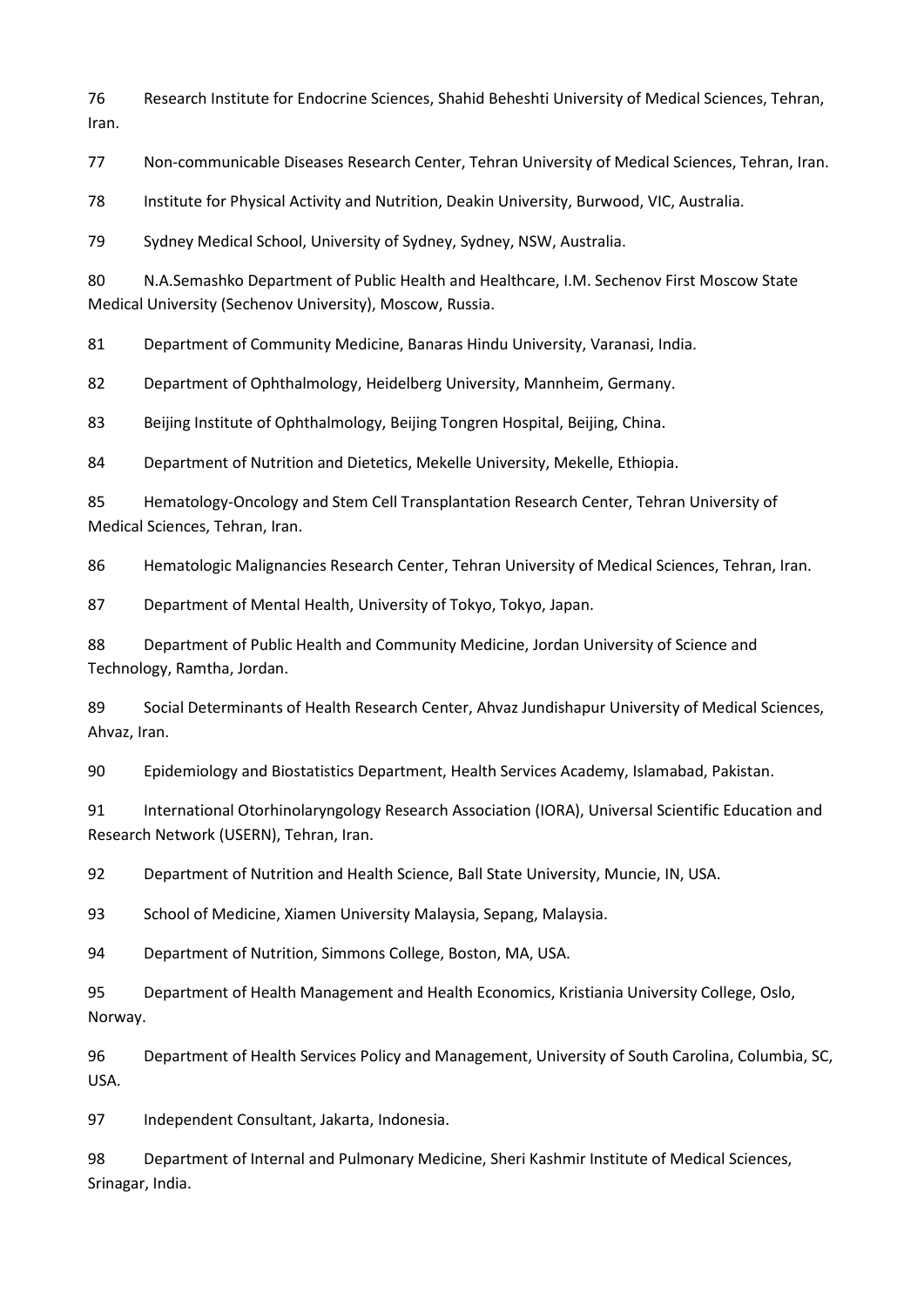76 Research Institute for Endocrine Sciences, Shahid Beheshti University of Medical Sciences, Tehran, Iran.

77 Non-communicable Diseases Research Center, Tehran University of Medical Sciences, Tehran, Iran.

78 Institute for Physical Activity and Nutrition, Deakin University, Burwood, VIC, Australia.

79 Sydney Medical School, University of Sydney, Sydney, NSW, Australia.

80 N.A.Semashko Department of Public Health and Healthcare, I.M. Sechenov First Moscow State Medical University (Sechenov University), Moscow, Russia.

81 Department of Community Medicine, Banaras Hindu University, Varanasi, India.

82 Department of Ophthalmology, Heidelberg University, Mannheim, Germany.

83 Beijing Institute of Ophthalmology, Beijing Tongren Hospital, Beijing, China.

84 Department of Nutrition and Dietetics, Mekelle University, Mekelle, Ethiopia.

85 Hematology-Oncology and Stem Cell Transplantation Research Center, Tehran University of Medical Sciences, Tehran, Iran.

86 Hematologic Malignancies Research Center, Tehran University of Medical Sciences, Tehran, Iran.

87 Department of Mental Health, University of Tokyo, Tokyo, Japan.

88 Department of Public Health and Community Medicine, Jordan University of Science and Technology, Ramtha, Jordan.

89 Social Determinants of Health Research Center, Ahvaz Jundishapur University of Medical Sciences, Ahvaz, Iran.

90 Epidemiology and Biostatistics Department, Health Services Academy, Islamabad, Pakistan.

91 International Otorhinolaryngology Research Association (IORA), Universal Scientific Education and Research Network (USERN), Tehran, Iran.

92 Department of Nutrition and Health Science, Ball State University, Muncie, IN, USA.

93 School of Medicine, Xiamen University Malaysia, Sepang, Malaysia.

94 Department of Nutrition, Simmons College, Boston, MA, USA.

95 Department of Health Management and Health Economics, Kristiania University College, Oslo, Norway.

96 Department of Health Services Policy and Management, University of South Carolina, Columbia, SC, USA.

97 Independent Consultant, Jakarta, Indonesia.

98 Department of Internal and Pulmonary Medicine, Sheri Kashmir Institute of Medical Sciences, Srinagar, India.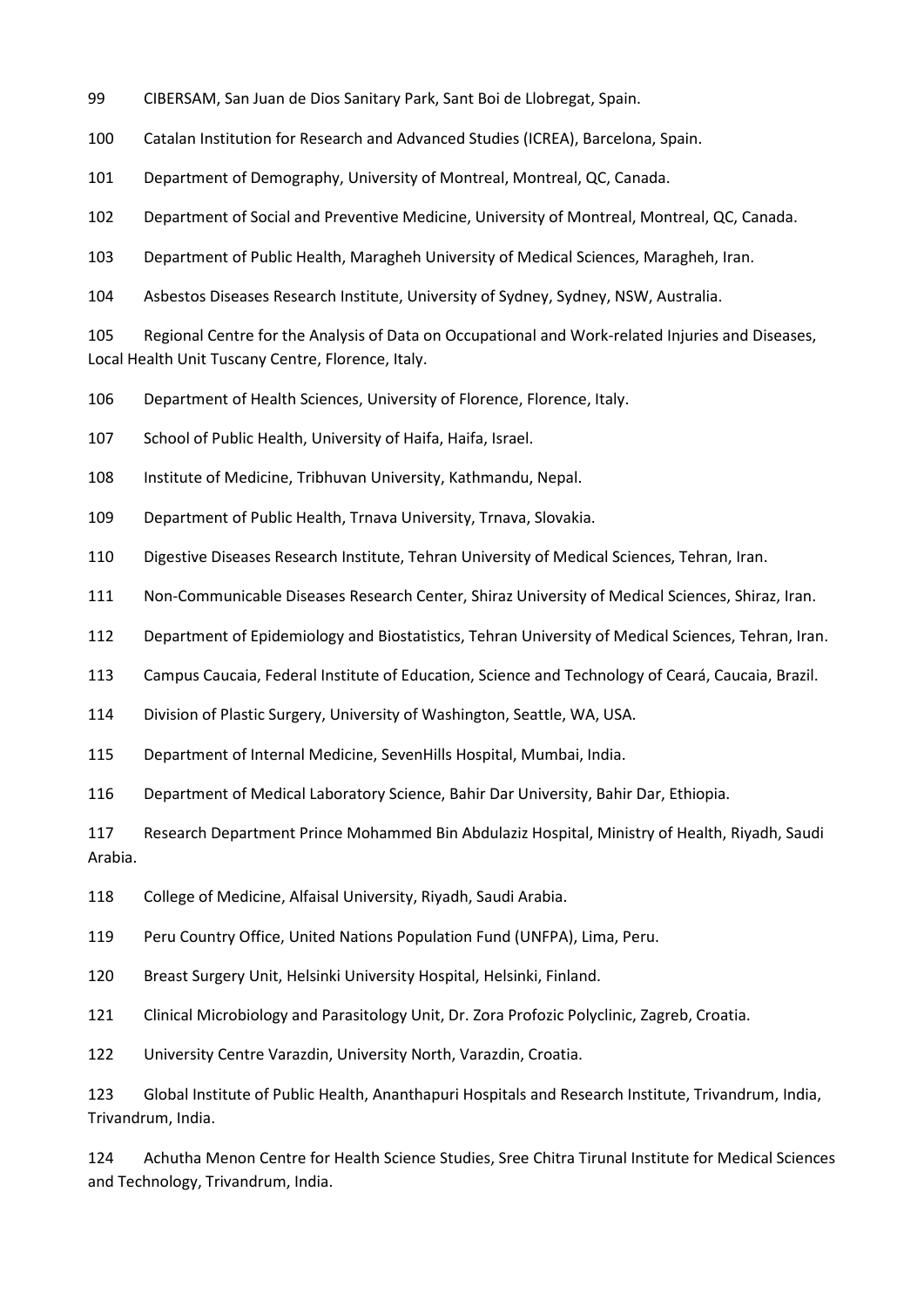99 CIBERSAM, San Juan de Dios Sanitary Park, Sant Boi de Llobregat, Spain.

100 Catalan Institution for Research and Advanced Studies (ICREA), Barcelona, Spain.

101 Department of Demography, University of Montreal, Montreal, QC, Canada.

102 Department of Social and Preventive Medicine, University of Montreal, Montreal, QC, Canada.

103 Department of Public Health, Maragheh University of Medical Sciences, Maragheh, Iran.

104 Asbestos Diseases Research Institute, University of Sydney, Sydney, NSW, Australia.

105 Regional Centre for the Analysis of Data on Occupational and Work-related Injuries and Diseases, Local Health Unit Tuscany Centre, Florence, Italy.

106 Department of Health Sciences, University of Florence, Florence, Italy.

107 School of Public Health, University of Haifa, Haifa, Israel.

108 Institute of Medicine, Tribhuvan University, Kathmandu, Nepal.

109 Department of Public Health, Trnava University, Trnava, Slovakia.

110 Digestive Diseases Research Institute, Tehran University of Medical Sciences, Tehran, Iran.

111 Non-Communicable Diseases Research Center, Shiraz University of Medical Sciences, Shiraz, Iran.

112 Department of Epidemiology and Biostatistics, Tehran University of Medical Sciences, Tehran, Iran.

113 Campus Caucaia, Federal Institute of Education, Science and Technology of Ceará, Caucaia, Brazil.

114 Division of Plastic Surgery, University of Washington, Seattle, WA, USA.

115 Department of Internal Medicine, SevenHills Hospital, Mumbai, India.

116 Department of Medical Laboratory Science, Bahir Dar University, Bahir Dar, Ethiopia.

117 Research Department Prince Mohammed Bin Abdulaziz Hospital, Ministry of Health, Riyadh, Saudi Arabia.

118 College of Medicine, Alfaisal University, Riyadh, Saudi Arabia.

119 Peru Country Office, United Nations Population Fund (UNFPA), Lima, Peru.

120 Breast Surgery Unit, Helsinki University Hospital, Helsinki, Finland.

121 Clinical Microbiology and Parasitology Unit, Dr. Zora Profozic Polyclinic, Zagreb, Croatia.

122 University Centre Varazdin, University North, Varazdin, Croatia.

123 Global Institute of Public Health, Ananthapuri Hospitals and Research Institute, Trivandrum, India, Trivandrum, India.

124 Achutha Menon Centre for Health Science Studies, Sree Chitra Tirunal Institute for Medical Sciences and Technology, Trivandrum, India.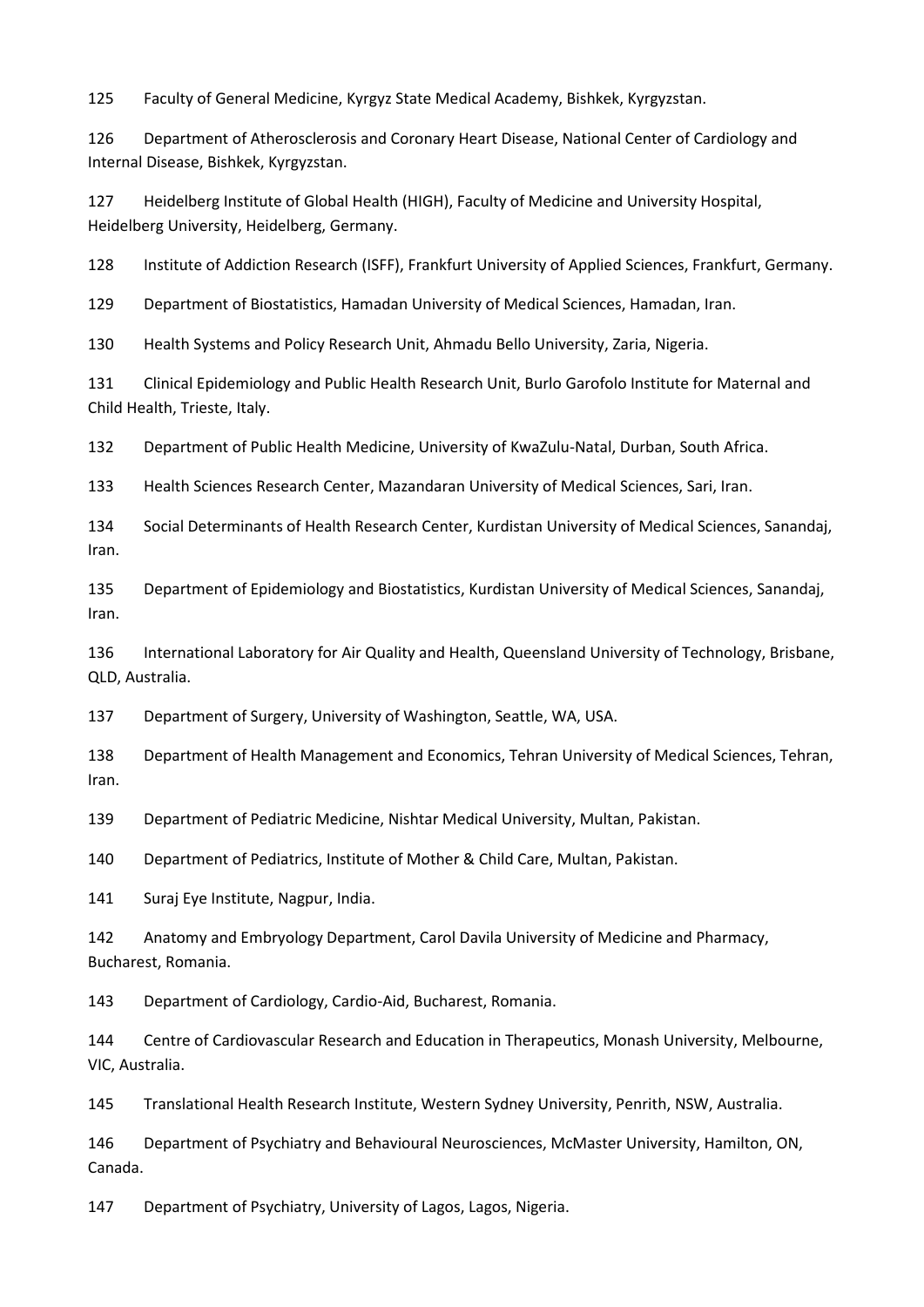125 Faculty of General Medicine, Kyrgyz State Medical Academy, Bishkek, Kyrgyzstan.

126 Department of Atherosclerosis and Coronary Heart Disease, National Center of Cardiology and Internal Disease, Bishkek, Kyrgyzstan.

127 Heidelberg Institute of Global Health (HIGH), Faculty of Medicine and University Hospital, Heidelberg University, Heidelberg, Germany.

128 Institute of Addiction Research (ISFF), Frankfurt University of Applied Sciences, Frankfurt, Germany.

129 Department of Biostatistics, Hamadan University of Medical Sciences, Hamadan, Iran.

130 Health Systems and Policy Research Unit, Ahmadu Bello University, Zaria, Nigeria.

131 Clinical Epidemiology and Public Health Research Unit, Burlo Garofolo Institute for Maternal and Child Health, Trieste, Italy.

132 Department of Public Health Medicine, University of KwaZulu-Natal, Durban, South Africa.

133 Health Sciences Research Center, Mazandaran University of Medical Sciences, Sari, Iran.

134 Social Determinants of Health Research Center, Kurdistan University of Medical Sciences, Sanandaj, Iran.

135 Department of Epidemiology and Biostatistics, Kurdistan University of Medical Sciences, Sanandaj, Iran.

136 International Laboratory for Air Quality and Health, Queensland University of Technology, Brisbane, QLD, Australia.

137 Department of Surgery, University of Washington, Seattle, WA, USA.

138 Department of Health Management and Economics, Tehran University of Medical Sciences, Tehran, Iran.

139 Department of Pediatric Medicine, Nishtar Medical University, Multan, Pakistan.

140 Department of Pediatrics, Institute of Mother & Child Care, Multan, Pakistan.

141 Suraj Eye Institute, Nagpur, India.

142 Anatomy and Embryology Department, Carol Davila University of Medicine and Pharmacy, Bucharest, Romania.

143 Department of Cardiology, Cardio-Aid, Bucharest, Romania.

144 Centre of Cardiovascular Research and Education in Therapeutics, Monash University, Melbourne, VIC, Australia.

145 Translational Health Research Institute, Western Sydney University, Penrith, NSW, Australia.

146 Department of Psychiatry and Behavioural Neurosciences, McMaster University, Hamilton, ON, Canada.

147 Department of Psychiatry, University of Lagos, Lagos, Nigeria.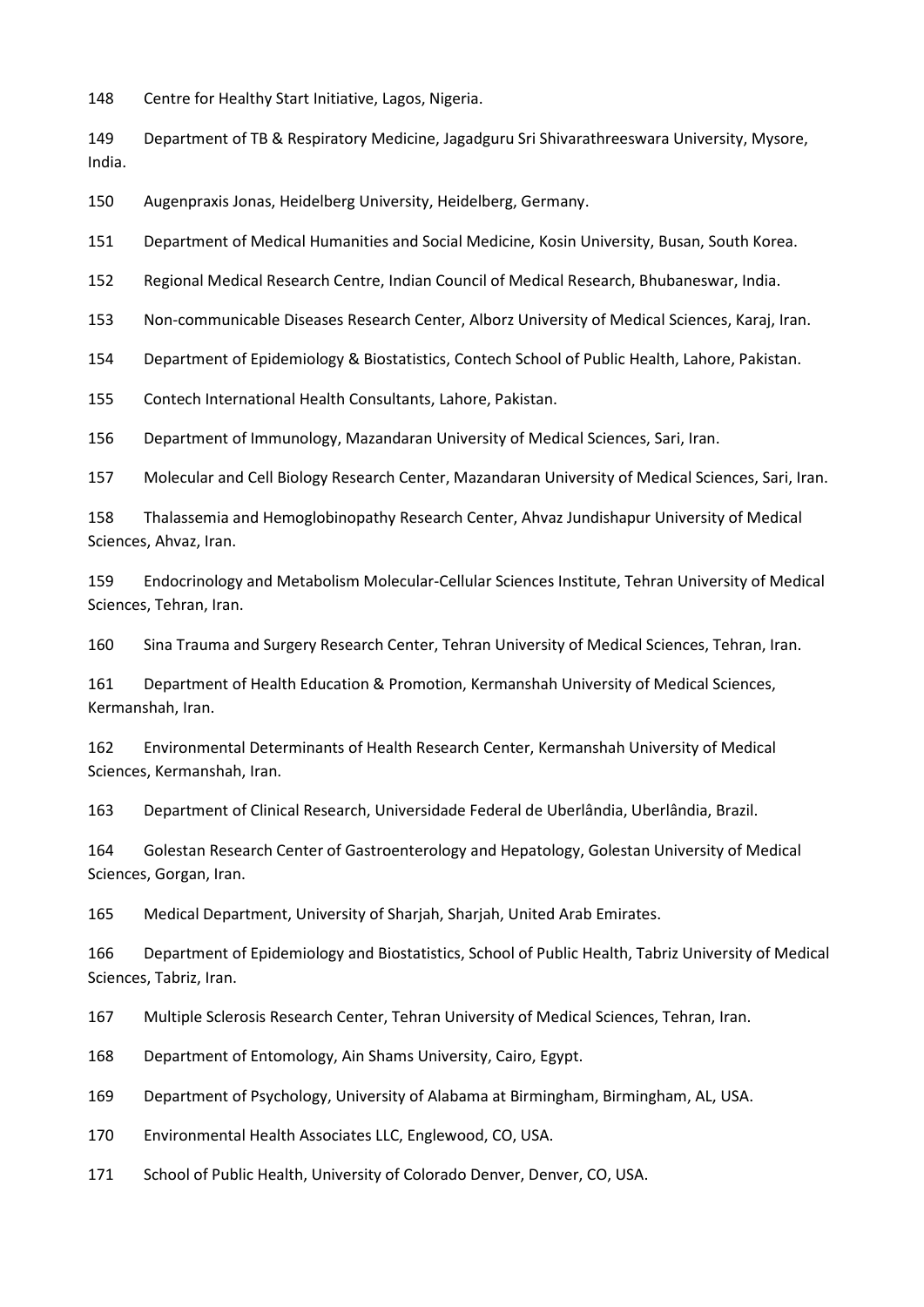148 Centre for Healthy Start Initiative, Lagos, Nigeria.

149 Department of TB & Respiratory Medicine, Jagadguru Sri Shivarathreeswara University, Mysore, India.

150 Augenpraxis Jonas, Heidelberg University, Heidelberg, Germany.

151 Department of Medical Humanities and Social Medicine, Kosin University, Busan, South Korea.

152 Regional Medical Research Centre, Indian Council of Medical Research, Bhubaneswar, India.

153 Non-communicable Diseases Research Center, Alborz University of Medical Sciences, Karaj, Iran.

154 Department of Epidemiology & Biostatistics, Contech School of Public Health, Lahore, Pakistan.

155 Contech International Health Consultants, Lahore, Pakistan.

156 Department of Immunology, Mazandaran University of Medical Sciences, Sari, Iran.

157 Molecular and Cell Biology Research Center, Mazandaran University of Medical Sciences, Sari, Iran.

158 Thalassemia and Hemoglobinopathy Research Center, Ahvaz Jundishapur University of Medical Sciences, Ahvaz, Iran.

159 Endocrinology and Metabolism Molecular-Cellular Sciences Institute, Tehran University of Medical Sciences, Tehran, Iran.

160 Sina Trauma and Surgery Research Center, Tehran University of Medical Sciences, Tehran, Iran.

161 Department of Health Education & Promotion, Kermanshah University of Medical Sciences, Kermanshah, Iran.

162 Environmental Determinants of Health Research Center, Kermanshah University of Medical Sciences, Kermanshah, Iran.

163 Department of Clinical Research, Universidade Federal de Uberlândia, Uberlândia, Brazil.

164 Golestan Research Center of Gastroenterology and Hepatology, Golestan University of Medical Sciences, Gorgan, Iran.

165 Medical Department, University of Sharjah, Sharjah, United Arab Emirates.

166 Department of Epidemiology and Biostatistics, School of Public Health, Tabriz University of Medical Sciences, Tabriz, Iran.

167 Multiple Sclerosis Research Center, Tehran University of Medical Sciences, Tehran, Iran.

168 Department of Entomology, Ain Shams University, Cairo, Egypt.

169 Department of Psychology, University of Alabama at Birmingham, Birmingham, AL, USA.

170 Environmental Health Associates LLC, Englewood, CO, USA.

171 School of Public Health, University of Colorado Denver, Denver, CO, USA.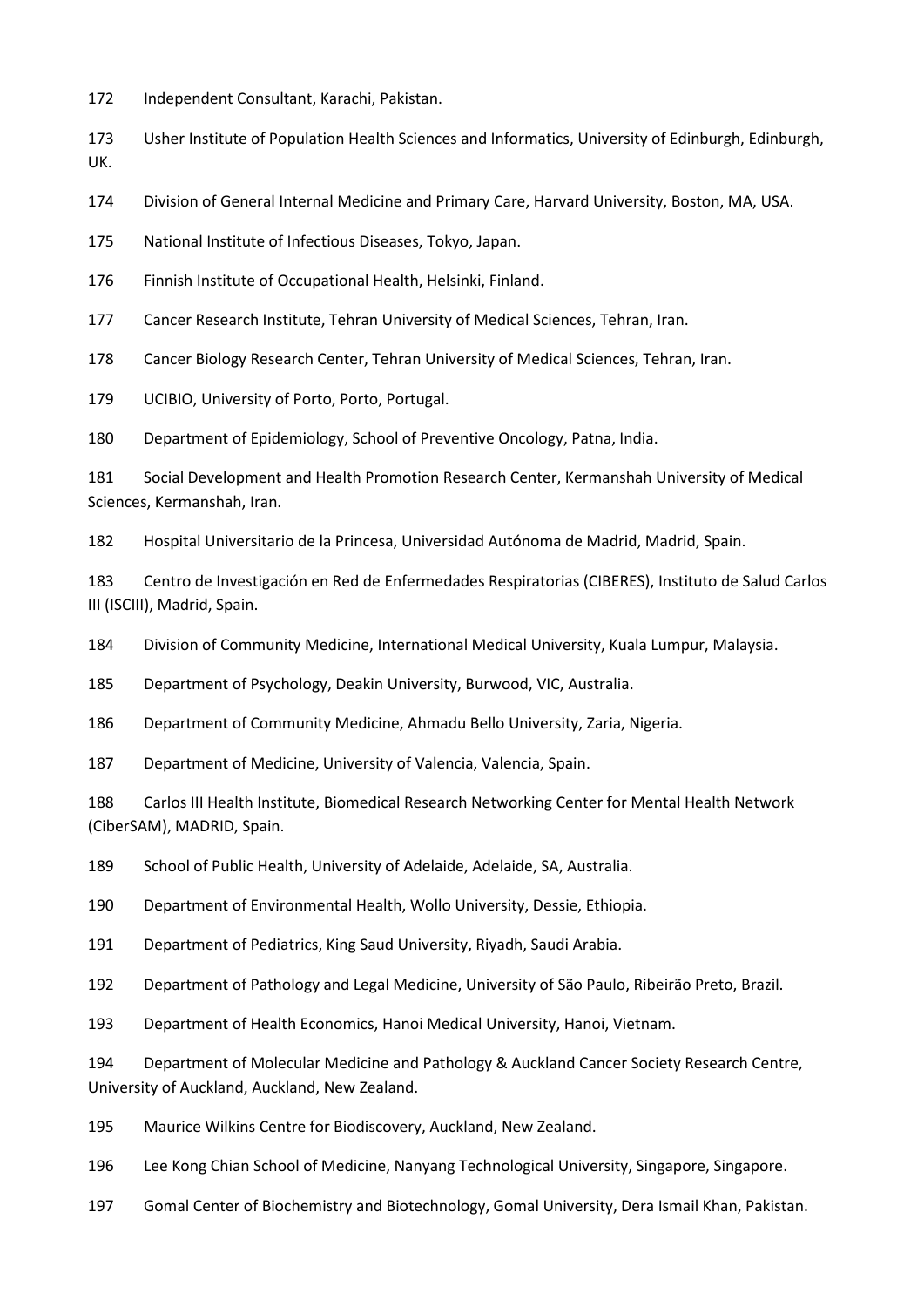172 Independent Consultant, Karachi, Pakistan.

173 Usher Institute of Population Health Sciences and Informatics, University of Edinburgh, Edinburgh, UK.

174 Division of General Internal Medicine and Primary Care, Harvard University, Boston, MA, USA.

175 National Institute of Infectious Diseases, Tokyo, Japan.

176 Finnish Institute of Occupational Health, Helsinki, Finland.

177 Cancer Research Institute, Tehran University of Medical Sciences, Tehran, Iran.

178 Cancer Biology Research Center, Tehran University of Medical Sciences, Tehran, Iran.

179 UCIBIO, University of Porto, Porto, Portugal.

180 Department of Epidemiology, School of Preventive Oncology, Patna, India.

181 Social Development and Health Promotion Research Center, Kermanshah University of Medical Sciences, Kermanshah, Iran.

182 Hospital Universitario de la Princesa, Universidad Autónoma de Madrid, Madrid, Spain.

183 Centro de Investigación en Red de Enfermedades Respiratorias (CIBERES), Instituto de Salud Carlos III (ISCIII), Madrid, Spain.

184 Division of Community Medicine, International Medical University, Kuala Lumpur, Malaysia.

185 Department of Psychology, Deakin University, Burwood, VIC, Australia.

186 Department of Community Medicine, Ahmadu Bello University, Zaria, Nigeria.

187 Department of Medicine, University of Valencia, Valencia, Spain.

188 Carlos III Health Institute, Biomedical Research Networking Center for Mental Health Network (CiberSAM), MADRID, Spain.

189 School of Public Health, University of Adelaide, Adelaide, SA, Australia.

190 Department of Environmental Health, Wollo University, Dessie, Ethiopia.

191 Department of Pediatrics, King Saud University, Riyadh, Saudi Arabia.

192 Department of Pathology and Legal Medicine, University of São Paulo, Ribeirão Preto, Brazil.

193 Department of Health Economics, Hanoi Medical University, Hanoi, Vietnam.

194 Department of Molecular Medicine and Pathology & Auckland Cancer Society Research Centre, University of Auckland, Auckland, New Zealand.

195 Maurice Wilkins Centre for Biodiscovery, Auckland, New Zealand.

196 Lee Kong Chian School of Medicine, Nanyang Technological University, Singapore, Singapore.

197 Gomal Center of Biochemistry and Biotechnology, Gomal University, Dera Ismail Khan, Pakistan.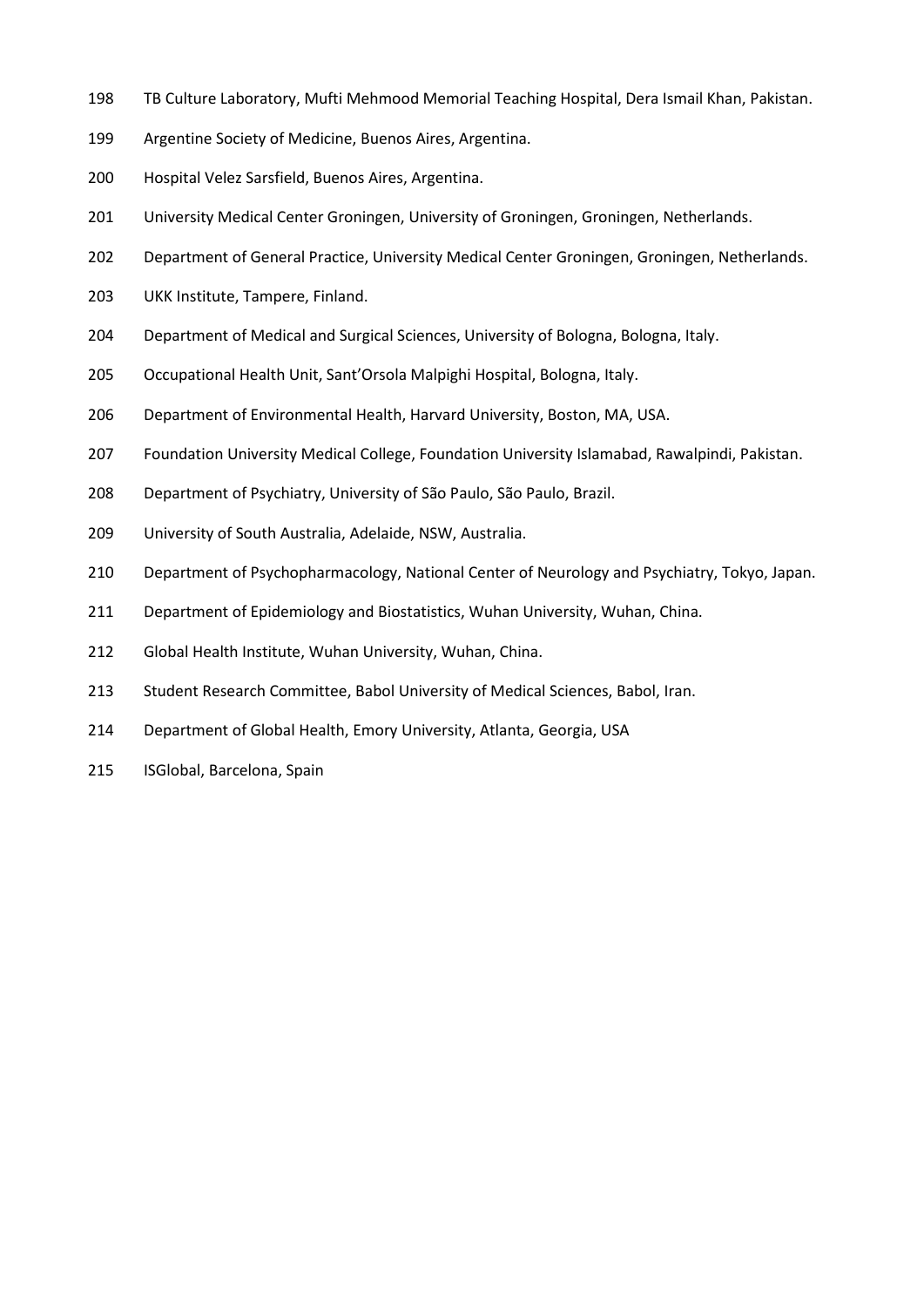198 TB Culture Laboratory, Mufti Mehmood Memorial Teaching Hospital, Dera Ismail Khan, Pakistan.

199 Argentine Society of Medicine, Buenos Aires, Argentina.

200 Hospital Velez Sarsfield, Buenos Aires, Argentina.

201 University Medical Center Groningen, University of Groningen, Groningen, Netherlands.

202 Department of General Practice, University Medical Center Groningen, Groningen, Netherlands.

203 UKK Institute, Tampere, Finland.

204 Department of Medical and Surgical Sciences, University of Bologna, Bologna, Italy.

205 Occupational Health Unit, Sant'Orsola Malpighi Hospital, Bologna, Italy.

206 Department of Environmental Health, Harvard University, Boston, MA, USA.

207 Foundation University Medical College, Foundation University Islamabad, Rawalpindi, Pakistan.

208 Department of Psychiatry, University of São Paulo, São Paulo, Brazil.

209 University of South Australia, Adelaide, NSW, Australia.

210 Department of Psychopharmacology, National Center of Neurology and Psychiatry, Tokyo, Japan.

211 Department of Epidemiology and Biostatistics, Wuhan University, Wuhan, China.

212 Global Health Institute, Wuhan University, Wuhan, China.

213 Student Research Committee, Babol University of Medical Sciences, Babol, Iran.

214 Department of Global Health, Emory University, Atlanta, Georgia, USA

215 ISGlobal, Barcelona, Spain